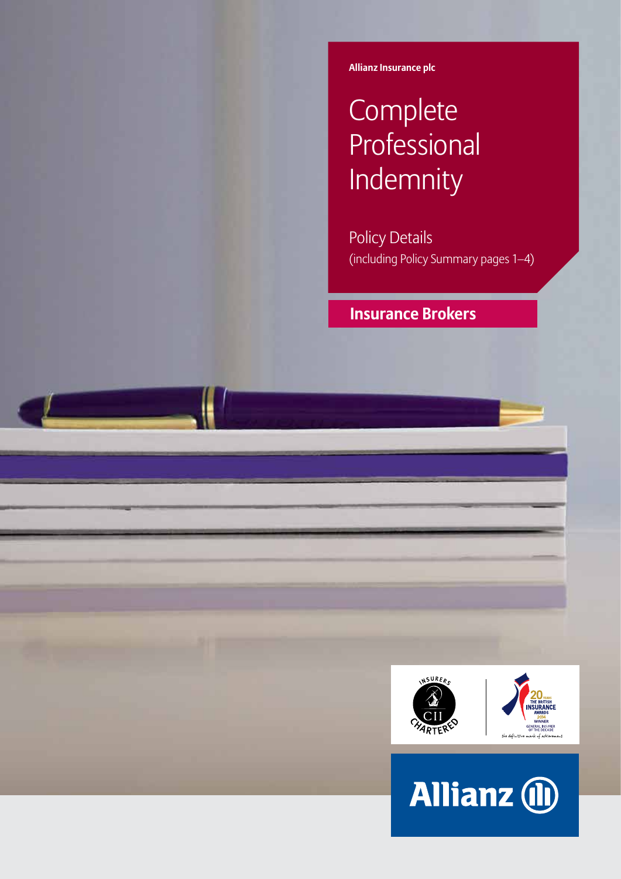Allianz Insurance plc

# Complete Professional Indemnity

Policy Details
(including Policy Summary pages 1–4)

**Insurance Brokers**

INSURERS CII CHARTERED

20 YEARS THE BRITISH INSURANCE AWARDS 2014 WINNER GENERAL INSURER OF THE DECADE
the definitive mark of achievement

Allianz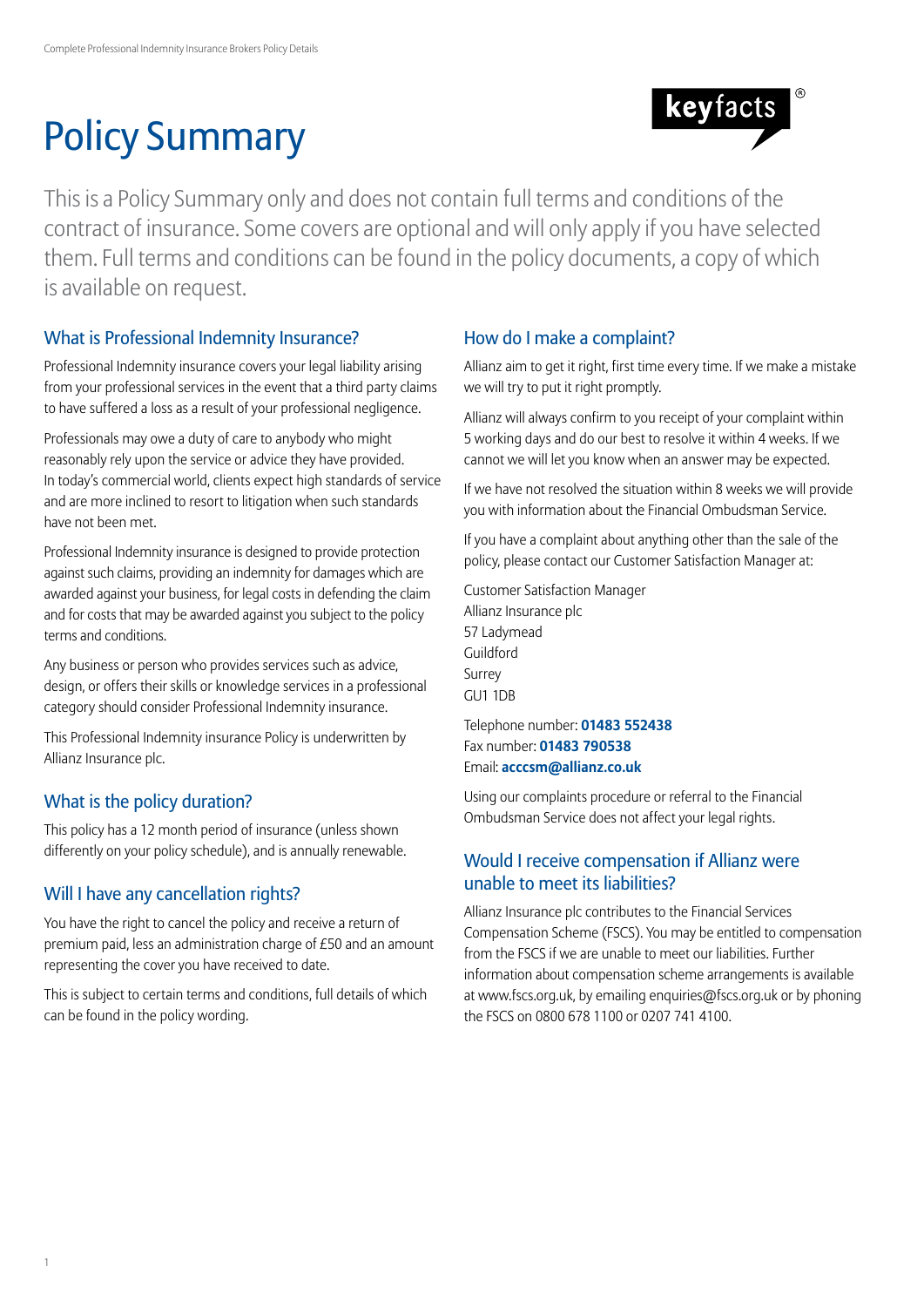# Policy Summary

keyfacts®

This is a Policy Summary only and does not contain full terms and conditions of the contract of insurance. Some covers are optional and will only apply if you have selected them. Full terms and conditions can be found in the policy documents, a copy of which is available on request.

## What is Professional Indemnity Insurance?

Professional Indemnity insurance covers your legal liability arising from your professional services in the event that a third party claims to have suffered a loss as a result of your professional negligence.

Professionals may owe a duty of care to anybody who might reasonably rely upon the service or advice they have provided. In today's commercial world, clients expect high standards of service and are more inclined to resort to litigation when such standards have not been met.

Professional Indemnity insurance is designed to provide protection against such claims, providing an indemnity for damages which are awarded against your business, for legal costs in defending the claim and for costs that may be awarded against you subject to the policy terms and conditions.

Any business or person who provides services such as advice, design, or offers their skills or knowledge services in a professional category should consider Professional Indemnity insurance.

This Professional Indemnity insurance Policy is underwritten by Allianz Insurance plc.

## What is the policy duration?

This policy has a 12 month period of insurance (unless shown differently on your policy schedule), and is annually renewable.

## Will I have any cancellation rights?

You have the right to cancel the policy and receive a return of premium paid, less an administration charge of £50 and an amount representing the cover you have received to date.

This is subject to certain terms and conditions, full details of which can be found in the policy wording.

## How do I make a complaint?

Allianz aim to get it right, first time every time. If we make a mistake we will try to put it right promptly.

Allianz will always confirm to you receipt of your complaint within 5 working days and do our best to resolve it within 4 weeks. If we cannot we will let you know when an answer may be expected.

If we have not resolved the situation within 8 weeks we will provide you with information about the Financial Ombudsman Service.

If you have a complaint about anything other than the sale of the policy, please contact our Customer Satisfaction Manager at:

Customer Satisfaction Manager
Allianz Insurance plc
57 Ladymead
Guildford
Surrey
GU1 1DB

Telephone number: **01483 552438**
Fax number: **01483 790538**
Email: **acccsm@allianz.co.uk**

Using our complaints procedure or referral to the Financial Ombudsman Service does not affect your legal rights.

## Would I receive compensation if Allianz were unable to meet its liabilities?

Allianz Insurance plc contributes to the Financial Services Compensation Scheme (FSCS). You may be entitled to compensation from the FSCS if we are unable to meet our liabilities. Further information about compensation scheme arrangements is available at www.fscs.org.uk, by emailing enquiries@fscs.org.uk or by phoning the FSCS on 0800 678 1100 or 0207 741 4100.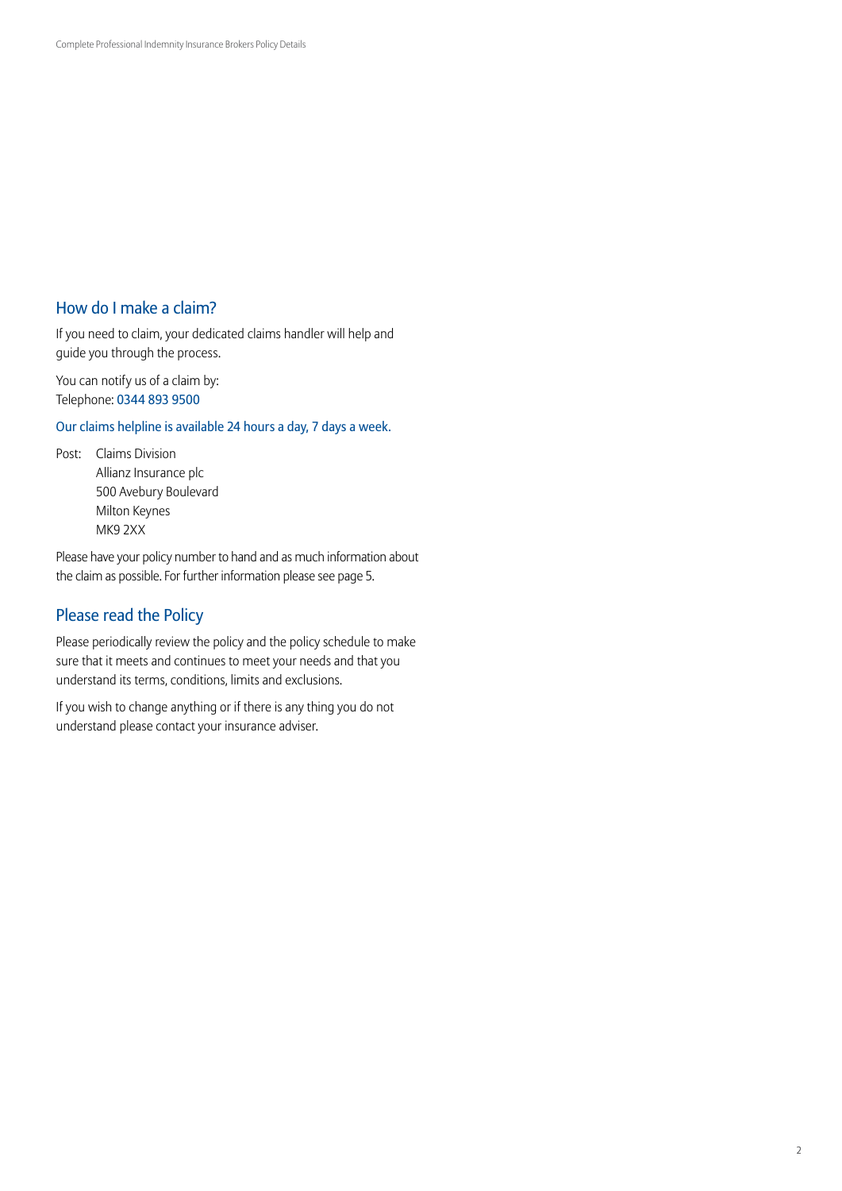## How do I make a claim?

If you need to claim, your dedicated claims handler will help and guide you through the process.

You can notify us of a claim by:
Telephone: 0344 893 9500

Our claims helpline is available 24 hours a day, 7 days a week.

Post: Claims Division
Allianz Insurance plc
500 Avebury Boulevard
Milton Keynes
MK9 2XX

Please have your policy number to hand and as much information about the claim as possible. For further information please see page 5.

## Please read the Policy

Please periodically review the policy and the policy schedule to make sure that it meets and continues to meet your needs and that you understand its terms, conditions, limits and exclusions.

If you wish to change anything or if there is any thing you do not understand please contact your insurance adviser.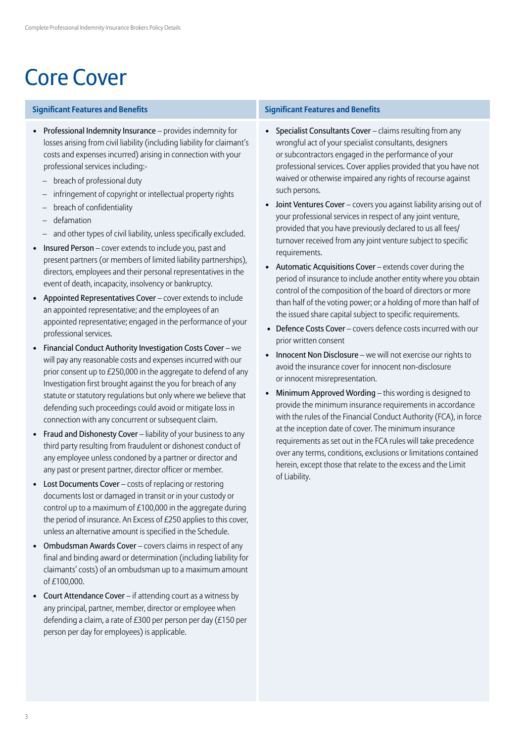# Core Cover

### Significant Features and Benefits

- Professional Indemnity Insurance – provides indemnity for losses arising from civil liability (including liability for claimant's costs and expenses incurred) arising in connection with your professional services including:-
  - breach of professional duty
  - infringement of copyright or intellectual property rights
  - breach of confidentiality
  - defamation
  - and other types of civil liability, unless specifically excluded.
- Insured Person – cover extends to include you, past and present partners (or members of limited liability partnerships), directors, employees and their personal representatives in the event of death, incapacity, insolvency or bankruptcy.
- Appointed Representatives Cover – cover extends to include an appointed representative; and the employees of an appointed representative; engaged in the performance of your professional services.
- Financial Conduct Authority Investigation Costs Cover – we will pay any reasonable costs and expenses incurred with our prior consent up to £250,000 in the aggregate to defend of any Investigation first brought against the you for breach of any statute or statutory regulations but only where we believe that defending such proceedings could avoid or mitigate loss in connection with any concurrent or subsequent claim.
- Fraud and Dishonesty Cover – liability of your business to any third party resulting from fraudulent or dishonest conduct of any employee unless condoned by a partner or director and any past or present partner, director officer or member.
- Lost Documents Cover – costs of replacing or restoring documents lost or damaged in transit or in your custody or control up to a maximum of £100,000 in the aggregate during the period of insurance. An Excess of £250 applies to this cover, unless an alternative amount is specified in the Schedule.
- Ombudsman Awards Cover – covers claims in respect of any final and binding award or determination (including liability for claimants' costs) of an ombudsman up to a maximum amount of £100,000.
- Court Attendance Cover – if attending court as a witness by any principal, partner, member, director or employee when defending a claim, a rate of £300 per person per day (£150 per person per day for employees) is applicable.

### Significant Features and Benefits

- Specialist Consultants Cover – claims resulting from any wrongful act of your specialist consultants, designers or subcontractors engaged in the performance of your professional services. Cover applies provided that you have not waived or otherwise impaired any rights of recourse against such persons.
- Joint Ventures Cover – covers you against liability arising out of your professional services in respect of any joint venture, provided that you have previously declared to us all fees/ turnover received from any joint venture subject to specific requirements.
- Automatic Acquisitions Cover – extends cover during the period of insurance to include another entity where you obtain control of the composition of the board of directors or more than half of the voting power; or a holding of more than half of the issued share capital subject to specific requirements.
- Defence Costs Cover – covers defence costs incurred with our prior written consent
- Innocent Non Disclosure – we will not exercise our rights to avoid the insurance cover for innocent non-disclosure or innocent misrepresentation.
- Minimum Approved Wording – this wording is designed to provide the minimum insurance requirements in accordance with the rules of the Financial Conduct Authority (FCA), in force at the inception date of cover. The minimum insurance requirements as set out in the FCA rules will take precedence over any terms, conditions, exclusions or limitations contained herein, except those that relate to the excess and the Limit of Liability.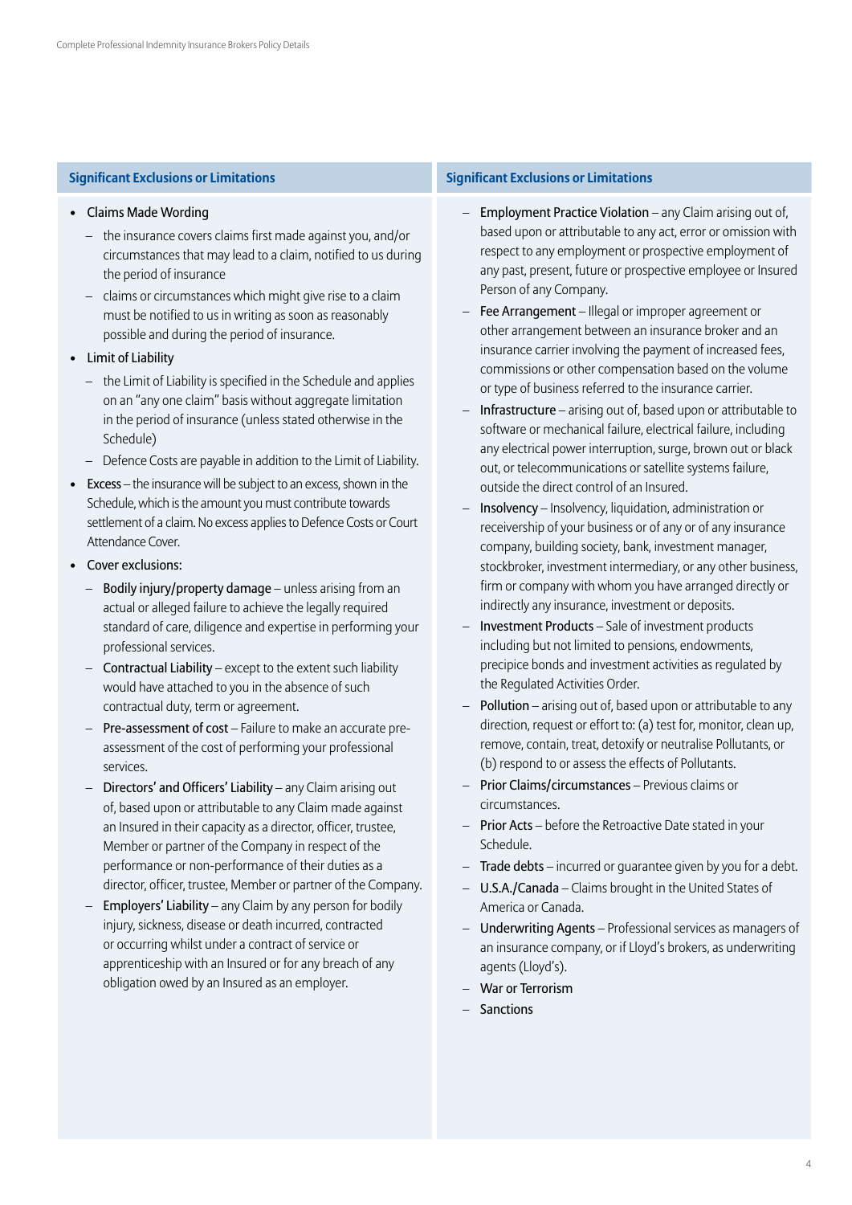## Significant Exclusions or Limitations

- Claims Made Wording
  - the insurance covers claims first made against you, and/or circumstances that may lead to a claim, notified to us during the period of insurance
  - claims or circumstances which might give rise to a claim must be notified to us in writing as soon as reasonably possible and during the period of insurance.
- Limit of Liability
  - the Limit of Liability is specified in the Schedule and applies on an "any one claim" basis without aggregate limitation in the period of insurance (unless stated otherwise in the Schedule)
  - Defence Costs are payable in addition to the Limit of Liability.
- Excess – the insurance will be subject to an excess, shown in the Schedule, which is the amount you must contribute towards settlement of a claim. No excess applies to Defence Costs or Court Attendance Cover.
- Cover exclusions:
  - Bodily injury/property damage – unless arising from an actual or alleged failure to achieve the legally required standard of care, diligence and expertise in performing your professional services.
  - Contractual Liability – except to the extent such liability would have attached to you in the absence of such contractual duty, term or agreement.
  - Pre-assessment of cost – Failure to make an accurate pre-assessment of the cost of performing your professional services.
  - Directors' and Officers' Liability – any Claim arising out of, based upon or attributable to any Claim made against an Insured in their capacity as a director, officer, trustee, Member or partner of the Company in respect of the performance or non-performance of their duties as a director, officer, trustee, Member or partner of the Company.
  - Employers' Liability – any Claim by any person for bodily injury, sickness, disease or death incurred, contracted or occurring whilst under a contract of service or apprenticeship with an Insured or for any breach of any obligation owed by an Insured as an employer.

## Significant Exclusions or Limitations

  - Employment Practice Violation – any Claim arising out of, based upon or attributable to any act, error or omission with respect to any employment or prospective employment of any past, present, future or prospective employee or Insured Person of any Company.
  - Fee Arrangement – Illegal or improper agreement or other arrangement between an insurance broker and an insurance carrier involving the payment of increased fees, commissions or other compensation based on the volume or type of business referred to the insurance carrier.
  - Infrastructure – arising out of, based upon or attributable to software or mechanical failure, electrical failure, including any electrical power interruption, surge, brown out or black out, or telecommunications or satellite systems failure, outside the direct control of an Insured.
  - Insolvency – Insolvency, liquidation, administration or receivership of your business or of any or of any insurance company, building society, bank, investment manager, stockbroker, investment intermediary, or any other business, firm or company with whom you have arranged directly or indirectly any insurance, investment or deposits.
  - Investment Products – Sale of investment products including but not limited to pensions, endowments, precipice bonds and investment activities as regulated by the Regulated Activities Order.
  - Pollution – arising out of, based upon or attributable to any direction, request or effort to: (a) test for, monitor, clean up, remove, contain, treat, detoxify or neutralise Pollutants, or (b) respond to or assess the effects of Pollutants.
  - Prior Claims/circumstances – Previous claims or circumstances.
  - Prior Acts – before the Retroactive Date stated in your Schedule.
  - Trade debts – incurred or guarantee given by you for a debt.
  - U.S.A./Canada – Claims brought in the United States of America or Canada.
  - Underwriting Agents – Professional services as managers of an insurance company, or if Lloyd's brokers, as underwriting agents (Lloyd's).
  - War or Terrorism
  - Sanctions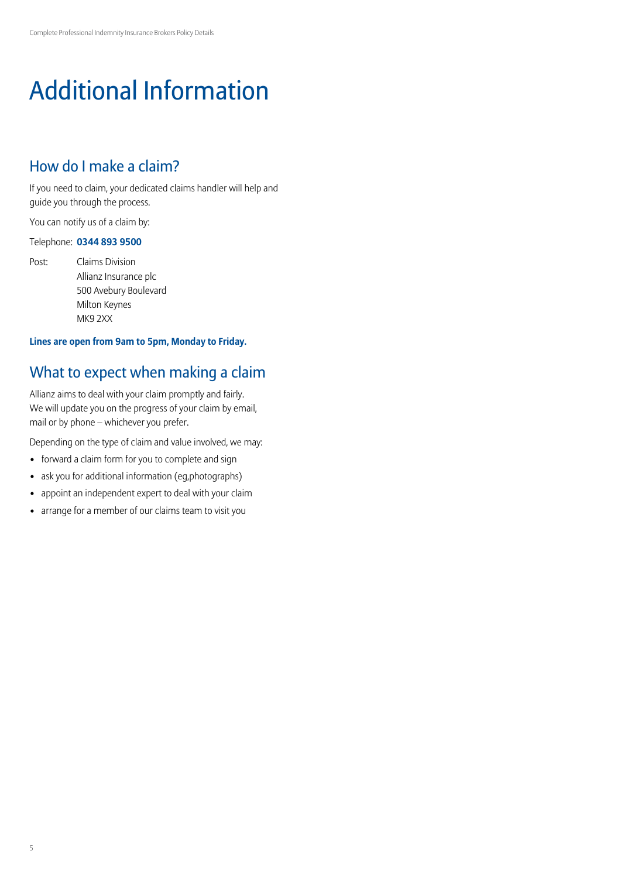# Additional Information

## How do I make a claim?

If you need to claim, your dedicated claims handler will help and guide you through the process.

You can notify us of a claim by:

Telephone: **0344 893 9500**

Post: Claims Division
Allianz Insurance plc
500 Avebury Boulevard
Milton Keynes
MK9 2XX

**Lines are open from 9am to 5pm, Monday to Friday.**

## What to expect when making a claim

Allianz aims to deal with your claim promptly and fairly. We will update you on the progress of your claim by email, mail or by phone – whichever you prefer.

Depending on the type of claim and value involved, we may:

- forward a claim form for you to complete and sign
- ask you for additional information (eg,photographs)
- appoint an independent expert to deal with your claim
- arrange for a member of our claims team to visit you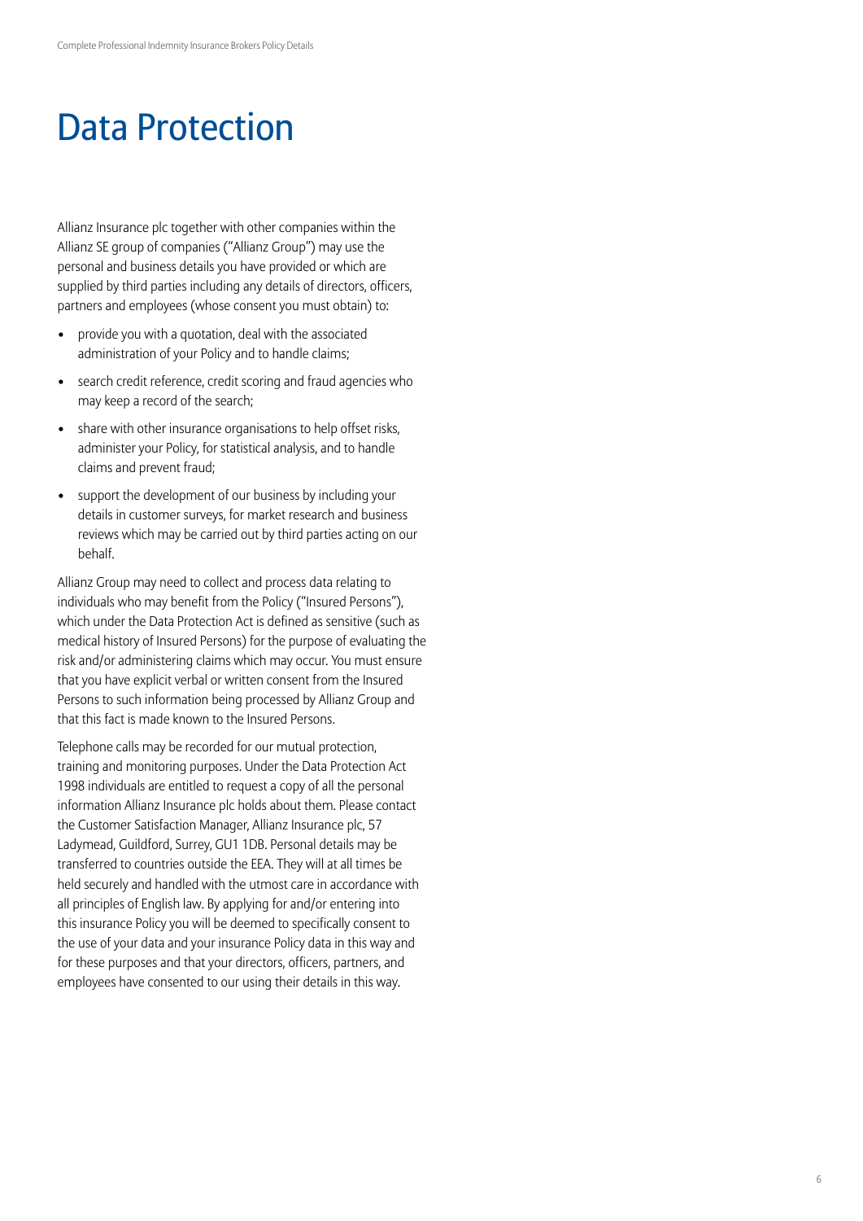# Data Protection

Allianz Insurance plc together with other companies within the Allianz SE group of companies ("Allianz Group") may use the personal and business details you have provided or which are supplied by third parties including any details of directors, officers, partners and employees (whose consent you must obtain) to:

- provide you with a quotation, deal with the associated administration of your Policy and to handle claims;
- search credit reference, credit scoring and fraud agencies who may keep a record of the search;
- share with other insurance organisations to help offset risks, administer your Policy, for statistical analysis, and to handle claims and prevent fraud;
- support the development of our business by including your details in customer surveys, for market research and business reviews which may be carried out by third parties acting on our behalf.

Allianz Group may need to collect and process data relating to individuals who may benefit from the Policy ("Insured Persons"), which under the Data Protection Act is defined as sensitive (such as medical history of Insured Persons) for the purpose of evaluating the risk and/or administering claims which may occur. You must ensure that you have explicit verbal or written consent from the Insured Persons to such information being processed by Allianz Group and that this fact is made known to the Insured Persons.

Telephone calls may be recorded for our mutual protection, training and monitoring purposes. Under the Data Protection Act 1998 individuals are entitled to request a copy of all the personal information Allianz Insurance plc holds about them. Please contact the Customer Satisfaction Manager, Allianz Insurance plc, 57 Ladymead, Guildford, Surrey, GU1 1DB. Personal details may be transferred to countries outside the EEA. They will at all times be held securely and handled with the utmost care in accordance with all principles of English law. By applying for and/or entering into this insurance Policy you will be deemed to specifically consent to the use of your data and your insurance Policy data in this way and for these purposes and that your directors, officers, partners, and employees have consented to our using their details in this way.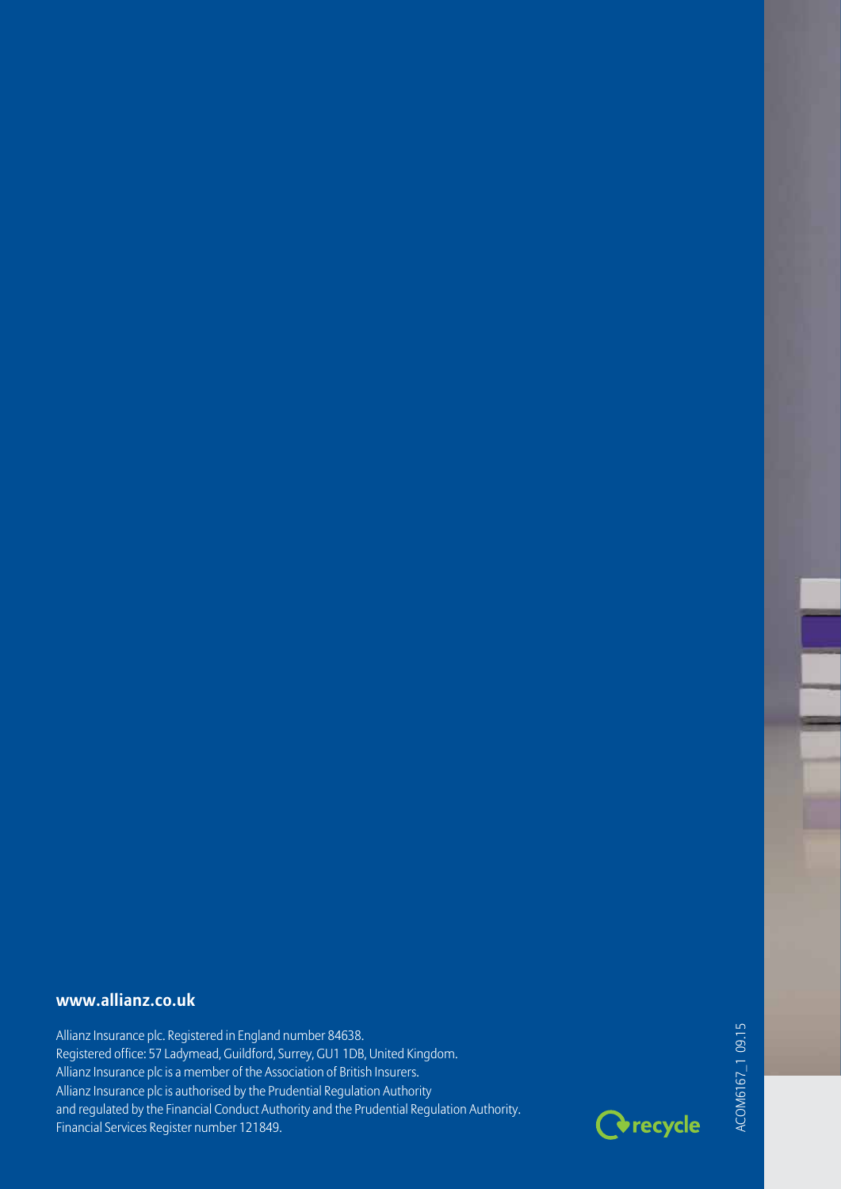**www.allianz.co.uk**

Allianz Insurance plc. Registered in England number 84638.
Registered office: 57 Ladymead, Guildford, Surrey, GU1 1DB, United Kingdom.
Allianz Insurance plc is a member of the Association of British Insurers.
Allianz Insurance plc is authorised by the Prudential Regulation Authority
and regulated by the Financial Conduct Authority and the Prudential Regulation Authority.
Financial Services Register number 121849.

recycle

ACOM6167_1 09.15